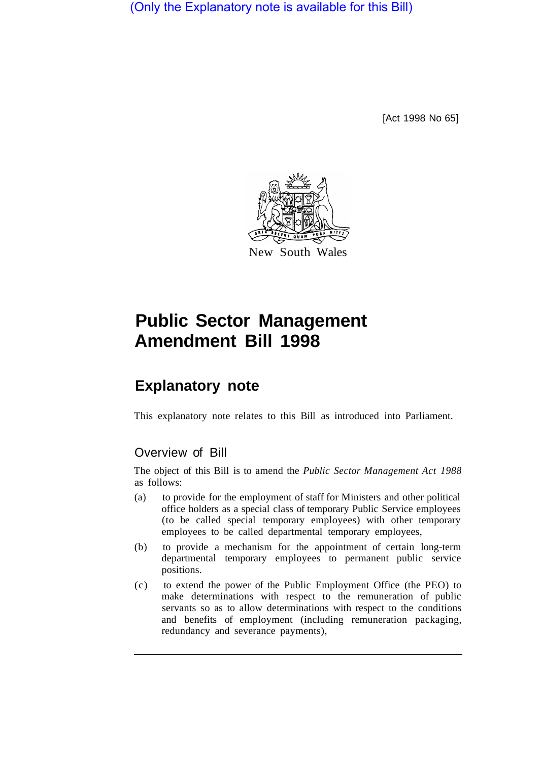(Only the Explanatory note is available for this Bill)

[Act 1998 No 65]

New South Wales

# Public Sector Management Amendment Bill 1998

## Explanatory note

This explanatory note relates to this Bill as introduced into Parliament.

### Overview of Bill

The object of this Bill is to amend the *Public Sector Management Act 1988* as follows:

(a) to provide for the employment of staff for Ministers and other political office holders as a special class of temporary Public Service employees (to be called special temporary employees) with other temporary employees to be called departmental temporary employees,

(b) to provide a mechanism for the appointment of certain long-term departmental temporary employees to permanent public service positions.

(c) to extend the power of the Public Employment Office (the PEO) to make determinations with respect to the remuneration of public servants so as to allow determinations with respect to the conditions and benefits of employment (including remuneration packaging, redundancy and severance payments),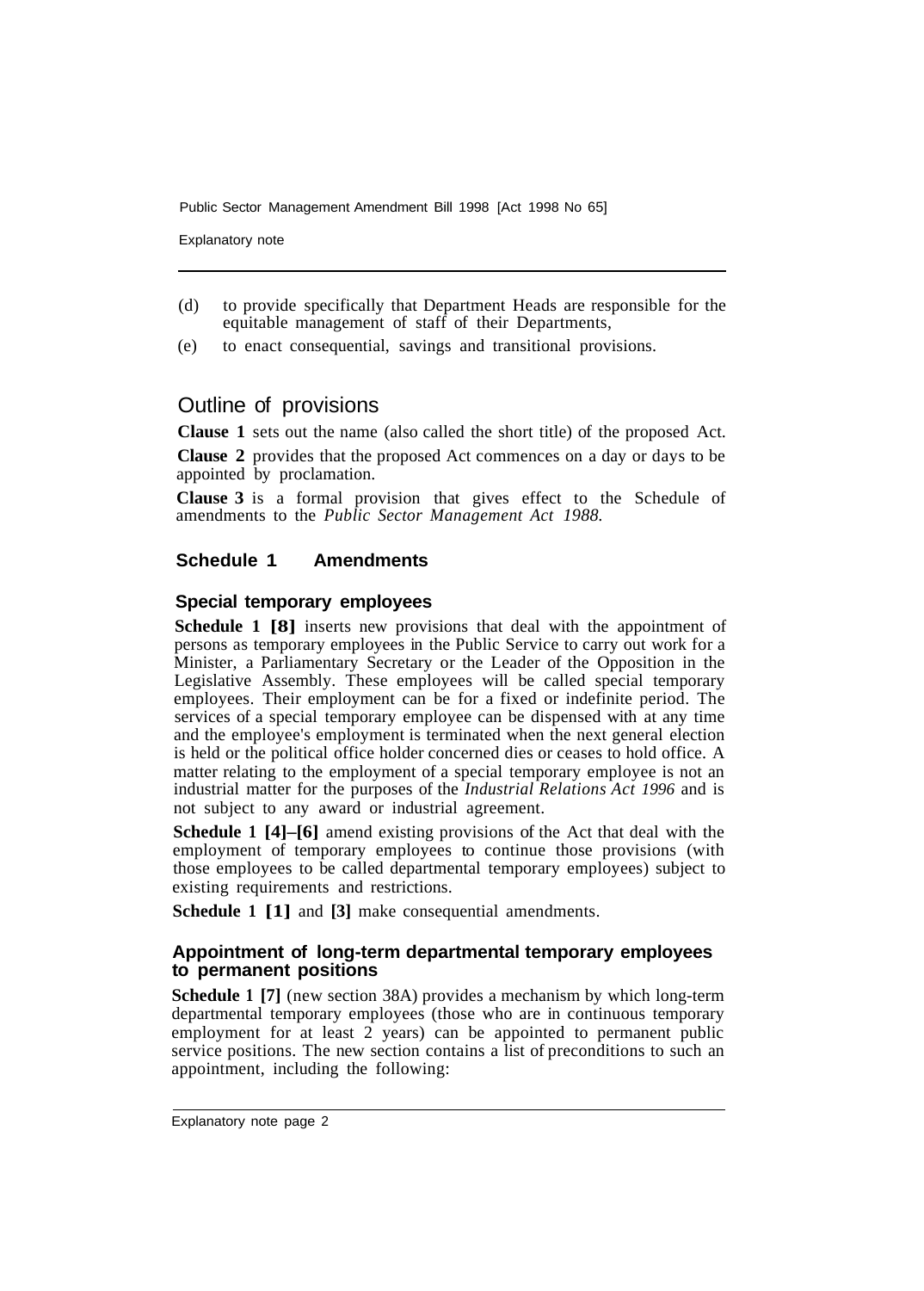(d) to provide specifically that Department Heads are responsible for the equitable management of staff of their Departments,

(e) to enact consequential, savings and transitional provisions.

## Outline of provisions

**Clause 1** sets out the name (also called the short title) of the proposed Act.

**Clause 2** provides that the proposed Act commences on a day or days to be appointed by proclamation.

**Clause 3** is a formal provision that gives effect to the Schedule of amendments to the *Public Sector Management Act 1988.*

### Schedule 1 Amendments

#### Special temporary employees

**Schedule 1 [8]** inserts new provisions that deal with the appointment of persons as temporary employees in the Public Service to carry out work for a Minister, a Parliamentary Secretary or the Leader of the Opposition in the Legislative Assembly. These employees will be called special temporary employees. Their employment can be for a fixed or indefinite period. The services of a special temporary employee can be dispensed with at any time and the employee's employment is terminated when the next general election is held or the political office holder concerned dies or ceases to hold office. A matter relating to the employment of a special temporary employee is not an industrial matter for the purposes of the *Industrial Relations Act 1996* and is not subject to any award or industrial agreement.

**Schedule 1 [4]–[6]** amend existing provisions of the Act that deal with the employment of temporary employees to continue those provisions (with those employees to be called departmental temporary employees) subject to existing requirements and restrictions.

**Schedule 1 [1]** and **[3]** make consequential amendments.

#### Appointment of long-term departmental temporary employees to permanent positions

**Schedule 1 [7]** (new section 38A) provides a mechanism by which long-term departmental temporary employees (those who are in continuous temporary employment for at least 2 years) can be appointed to permanent public service positions. The new section contains a list of preconditions to such an appointment, including the following: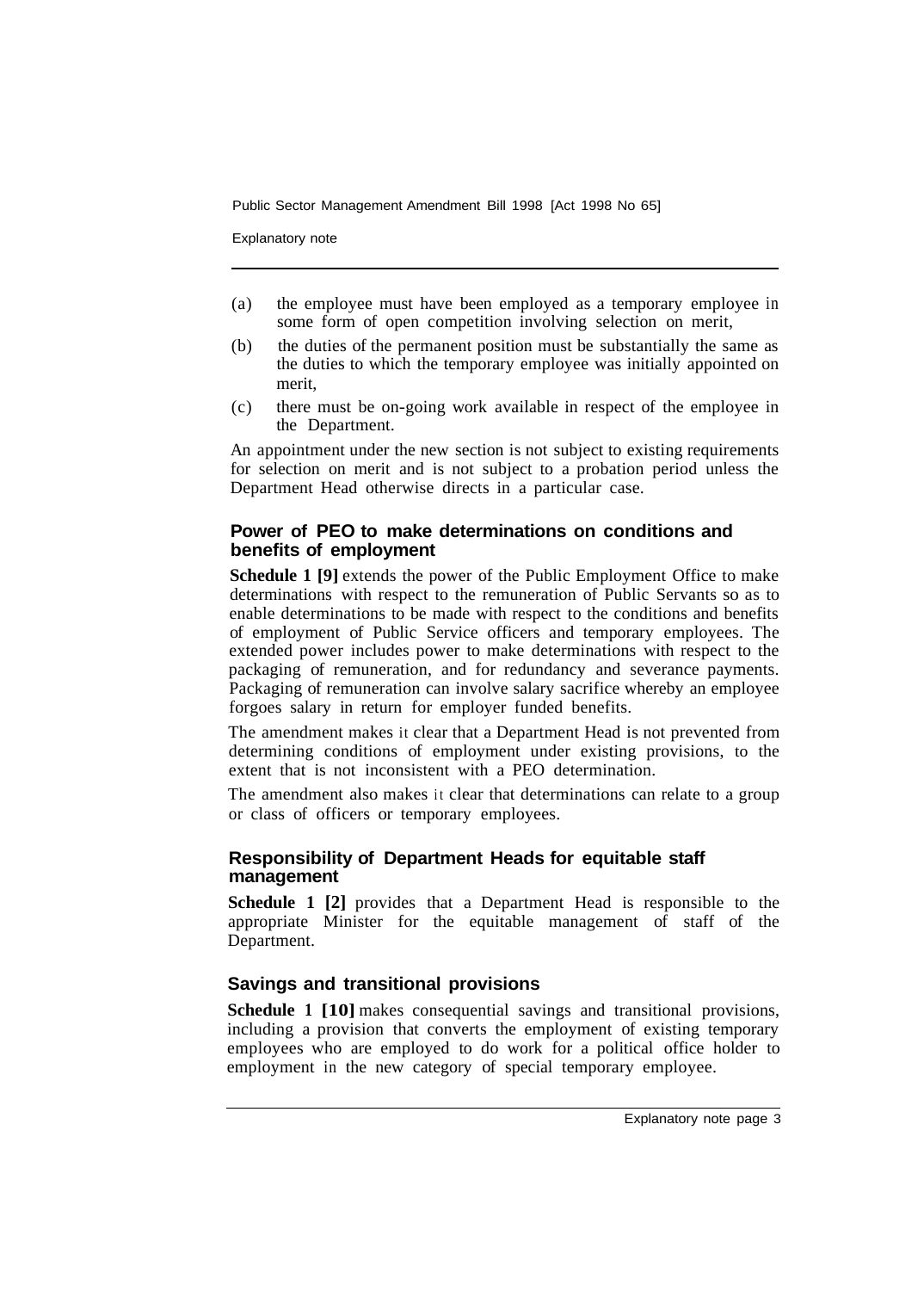(a) the employee must have been employed as a temporary employee in some form of open competition involving selection on merit,

(b) the duties of the permanent position must be substantially the same as the duties to which the temporary employee was initially appointed on merit,

(c) there must be on-going work available in respect of the employee in the Department.

An appointment under the new section is not subject to existing requirements for selection on merit and is not subject to a probation period unless the Department Head otherwise directs in a particular case.

### Power of PEO to make determinations on conditions and benefits of employment

**Schedule 1 [9]** extends the power of the Public Employment Office to make determinations with respect to the remuneration of Public Servants so as to enable determinations to be made with respect to the conditions and benefits of employment of Public Service officers and temporary employees. The extended power includes power to make determinations with respect to the packaging of remuneration, and for redundancy and severance payments. Packaging of remuneration can involve salary sacrifice whereby an employee forgoes salary in return for employer funded benefits.

The amendment makes it clear that a Department Head is not prevented from determining conditions of employment under existing provisions, to the extent that is not inconsistent with a PEO determination.

The amendment also makes it clear that determinations can relate to a group or class of officers or temporary employees.

### Responsibility of Department Heads for equitable staff management

**Schedule 1 [2]** provides that a Department Head is responsible to the appropriate Minister for the equitable management of staff of the Department.

### Savings and transitional provisions

**Schedule 1 [10]** makes consequential savings and transitional provisions, including a provision that converts the employment of existing temporary employees who are employed to do work for a political office holder to employment in the new category of special temporary employee.